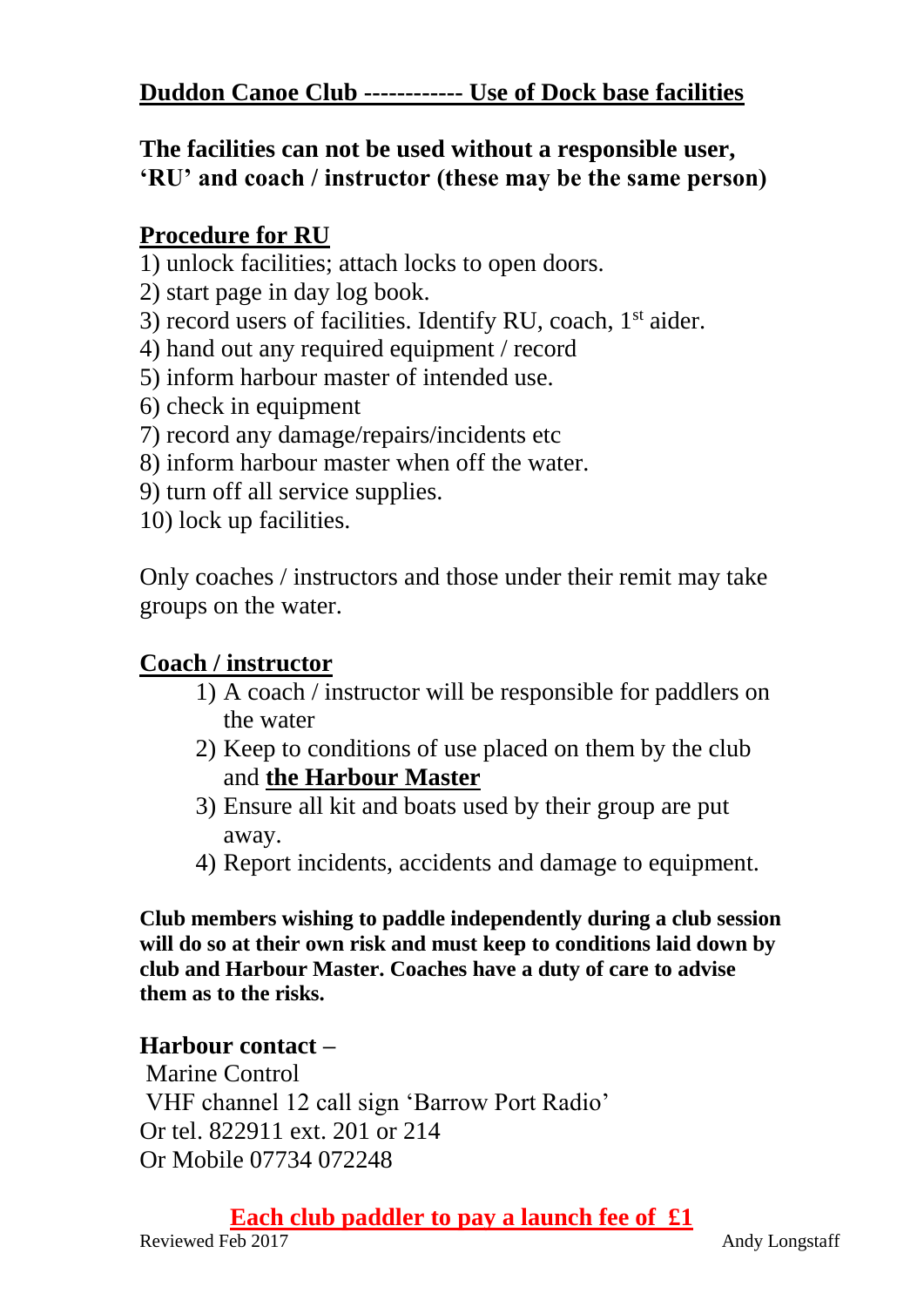# Duddon Canoe Club ------------ Use of Dock base facilities

**The facilities can not be used without a responsible user, 'RU' and coach / instructor (these may be the same person)**

## Procedure for RU

1) unlock facilities; attach locks to open doors.
2) start page in day log book.
3) record users of facilities. Identify RU, coach, 1st aider.
4) hand out any required equipment / record
5) inform harbour master of intended use.
6) check in equipment
7) record any damage/repairs/incidents etc
8) inform harbour master when off the water.
9) turn off all service supplies.
10) lock up facilities.

Only coaches / instructors and those under their remit may take groups on the water.

## Coach / instructor

1) A coach / instructor will be responsible for paddlers on the water
2) Keep to conditions of use placed on them by the club and **the Harbour Master**
3) Ensure all kit and boats used by their group are put away.
4) Report incidents, accidents and damage to equipment.

**Club members wishing to paddle independently during a club session will do so at their own risk and must keep to conditions laid down by club and Harbour Master. Coaches have a duty of care to advise them as to the risks.**

**Harbour contact –**

Marine Control
VHF channel 12 call sign 'Barrow Port Radio'
Or tel. 822911 ext. 201 or 214
Or Mobile 07734 072248

**Each club paddler to pay a launch fee of £1**

Reviewed Feb 2017 Andy Longstaff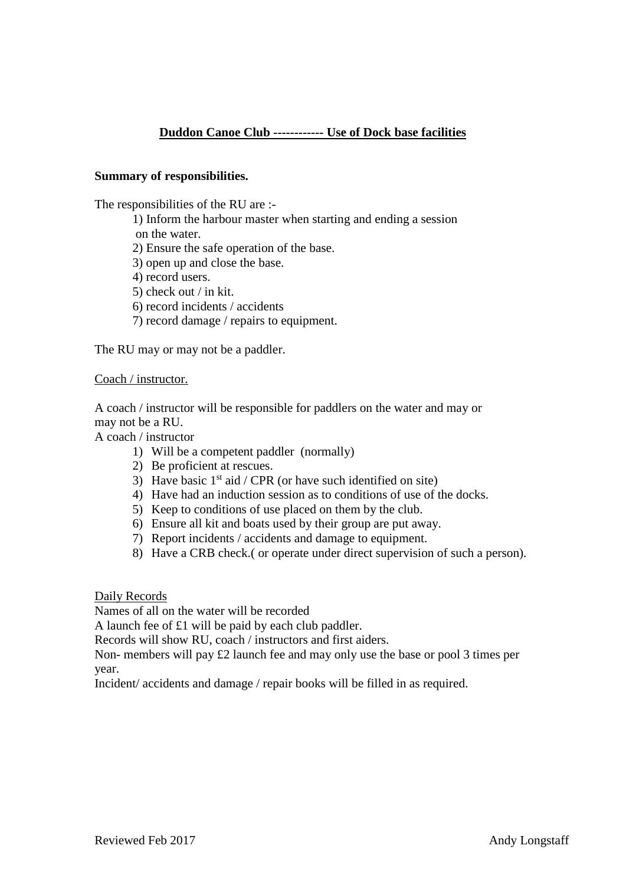## Duddon Canoe Club ----------- Use of Dock base facilities

**Summary of responsibilities.**

The responsibilities of the RU are :-

1) Inform the harbour master when starting and ending a session on the water.
2) Ensure the safe operation of the base.
3) open up and close the base.
4) record users.
5) check out / in kit.
6) record incidents / accidents
7) record damage / repairs to equipment.

The RU may or may not be a paddler.

Coach / instructor.

A coach / instructor will be responsible for paddlers on the water and may or may not be a RU.

A coach / instructor

1) Will be a competent paddler (normally)
2) Be proficient at rescues.
3) Have basic 1st aid / CPR (or have such identified on site)
4) Have had an induction session as to conditions of use of the docks.
5) Keep to conditions of use placed on them by the club.
6) Ensure all kit and boats used by their group are put away.
7) Report incidents / accidents and damage to equipment.
8) Have a CRB check.( or operate under direct supervision of such a person).

Daily Records

Names of all on the water will be recorded

A launch fee of £1 will be paid by each club paddler.

Records will show RU, coach / instructors and first aiders.

Non- members will pay £2 launch fee and may only use the base or pool 3 times per year.

Incident/ accidents and damage / repair books will be filled in as required.

Reviewed Feb 2017 Andy Longstaff